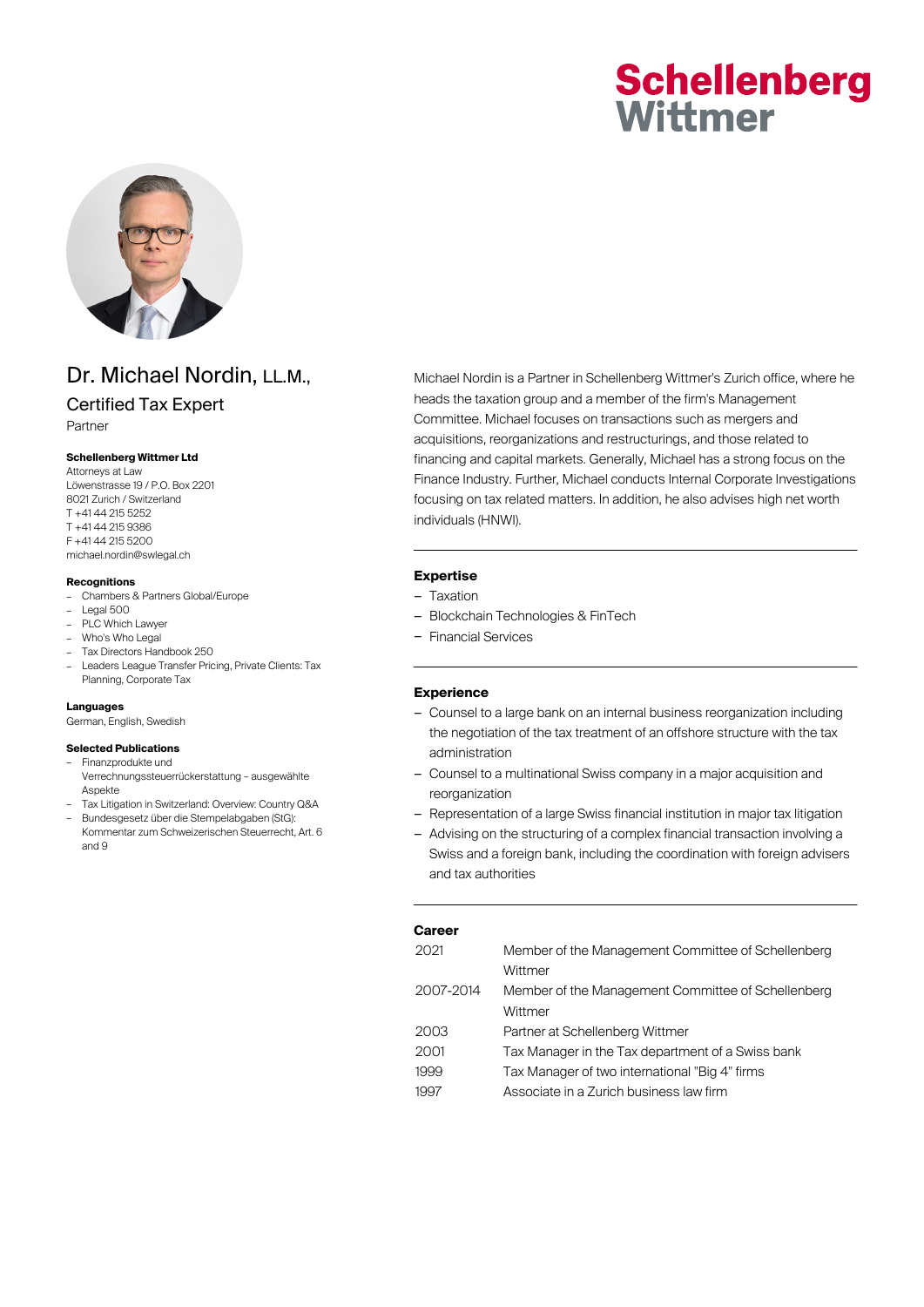# Dr. Michael Nordin, LL.M.,

## Certified Tax Expert

Partner

**Schellenberg Wittmer Ltd**
Attorneys at Law
Löwenstrasse 19 / P.O. Box 2201
8021 Zurich / Switzerland
T +41 44 215 5252
T +41 44 215 9386
F +41 44 215 5200
michael.nordin@swlegal.ch

**Recognitions**

- Chambers & Partners Global/Europe
- Legal 500
- PLC Which Lawyer
- Who's Who Legal
- Tax Directors Handbook 250
- Leaders League Transfer Pricing, Private Clients: Tax Planning, Corporate Tax

**Languages**

German, English, Swedish

**Selected Publications**

- Finanzprodukte und Verrechnungssteuerrückerstattung – ausgewählte Aspekte
- Tax Litigation in Switzerland: Overview: Country Q&A
- Bundesgesetz über die Stempelabgaben (StG): Kommentar zum Schweizerischen Steuerrecht, Art. 6 and 9

Michael Nordin is a Partner in Schellenberg Wittmer's Zurich office, where he heads the taxation group and a member of the firm's Management Committee. Michael focuses on transactions such as mergers and acquisitions, reorganizations and restructurings, and those related to financing and capital markets. Generally, Michael has a strong focus on the Finance Industry. Further, Michael conducts Internal Corporate Investigations focusing on tax related matters. In addition, he also advises high net worth individuals (HNWI).

---

### Expertise

- Taxation
- Blockchain Technologies & FinTech
- Financial Services

---

### Experience

- Counsel to a large bank on an internal business reorganization including the negotiation of the tax treatment of an offshore structure with the tax administration
- Counsel to a multinational Swiss company in a major acquisition and reorganization
- Representation of a large Swiss financial institution in major tax litigation
- Advising on the structuring of a complex financial transaction involving a Swiss and a foreign bank, including the coordination with foreign advisers and tax authorities

---

### Career

| | |
|---|---|
| 2021 | Member of the Management Committee of Schellenberg Wittmer |
| 2007-2014 | Member of the Management Committee of Schellenberg Wittmer |
| 2003 | Partner at Schellenberg Wittmer |
| 2001 | Tax Manager in the Tax department of a Swiss bank |
| 1999 | Tax Manager of two international "Big 4" firms |
| 1997 | Associate in a Zurich business law firm |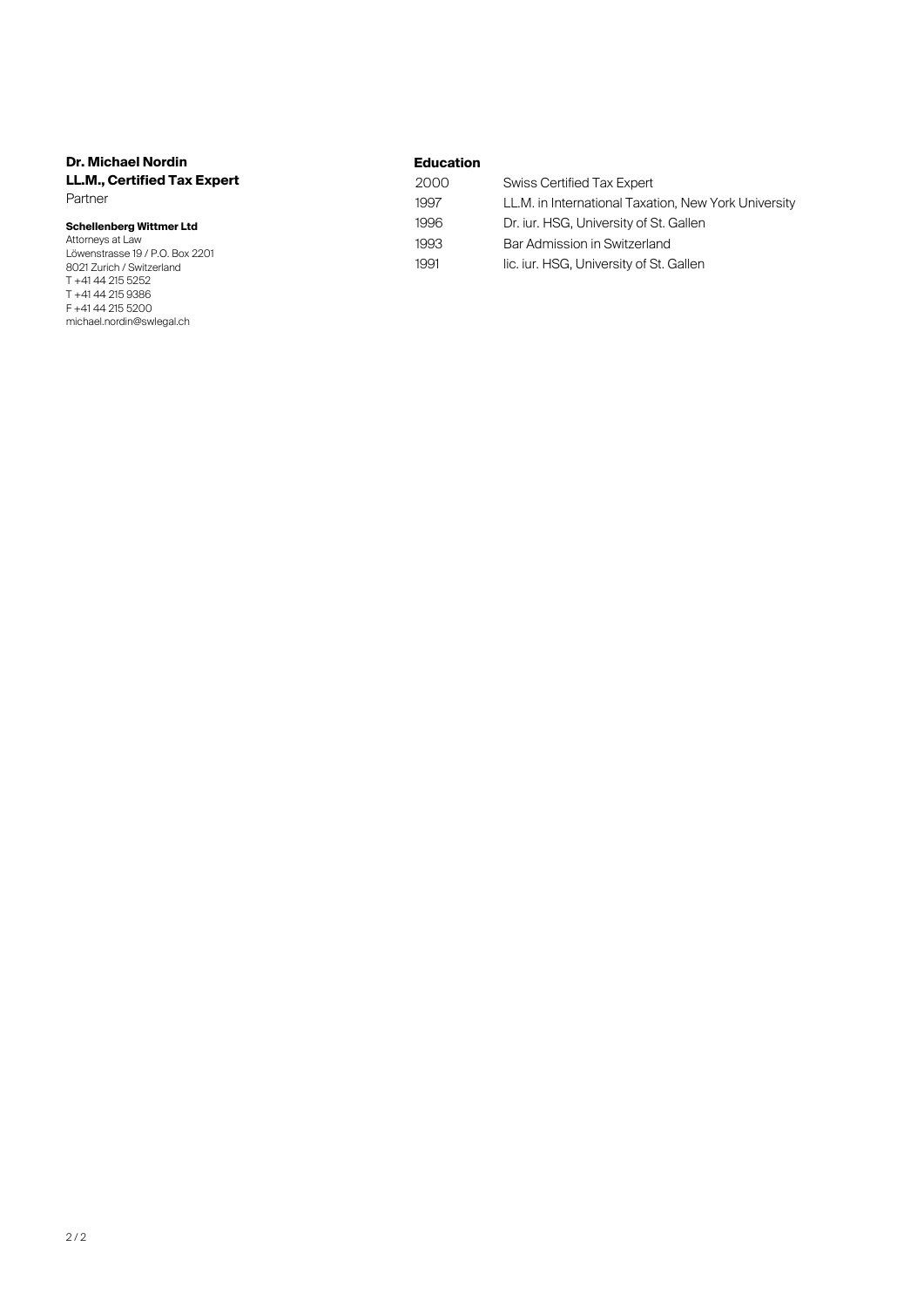**Dr. Michael Nordin**
**LL.M., Certified Tax Expert**
Partner

**Schellenberg Wittmer Ltd**
Attorneys at Law
Löwenstrasse 19 / P.O. Box 2201
8021 Zurich / Switzerland
T +41 44 215 5252
T +41 44 215 9386
F +41 44 215 5200
michael.nordin@swlegal.ch

## Education

| | |
|---|---|
| 2000 | Swiss Certified Tax Expert |
| 1997 | LL.M. in International Taxation, New York University |
| 1996 | Dr. iur. HSG, University of St. Gallen |
| 1993 | Bar Admission in Switzerland |
| 1991 | lic. iur. HSG, University of St. Gallen |